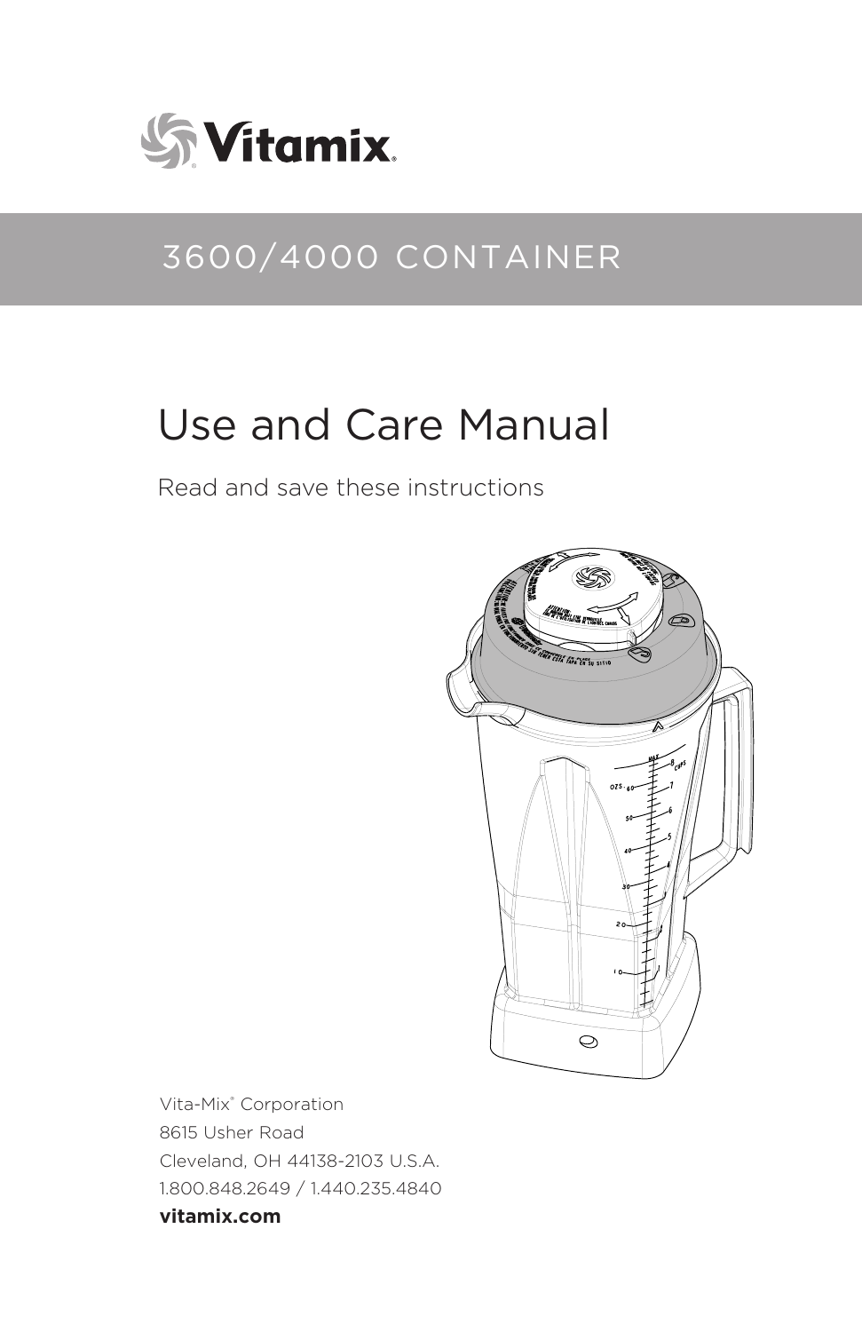Vitamix

# 3600/4000 CONTAINER

# Use and Care Manual

Read and save these instructions

Vita-Mix® Corporation
8615 Usher Road
Cleveland, OH 44138-2103 U.S.A.
1.800.848.2649 / 1.440.235.4840
**vitamix.com**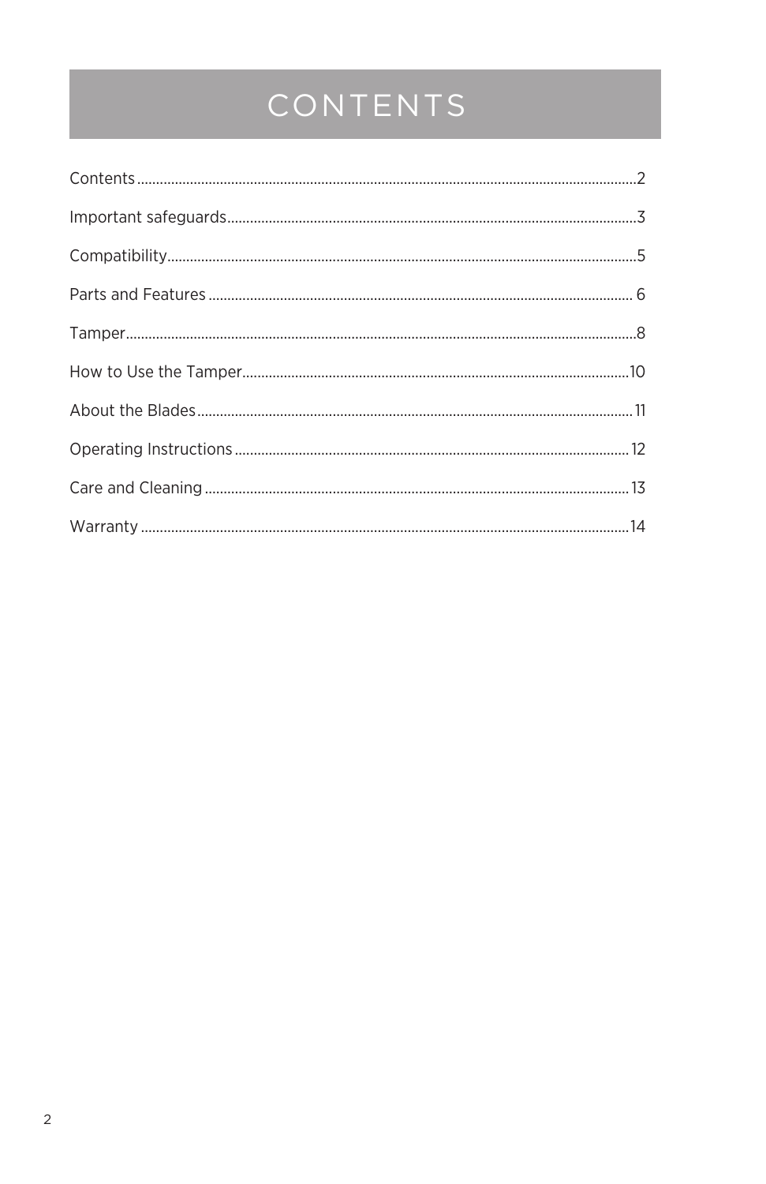# CONTENTS

Contents....................................................................................................................2

Important safeguards.............................................................................................3

Compatibility............................................................................................................5

Parts and Features ................................................................................................ 6

Tamper.......................................................................................................................8

How to Use the Tamper.......................................................................................10

About the Blades....................................................................................................11

Operating Instructions.........................................................................................12

Care and Cleaning.................................................................................................13

Warranty..................................................................................................................14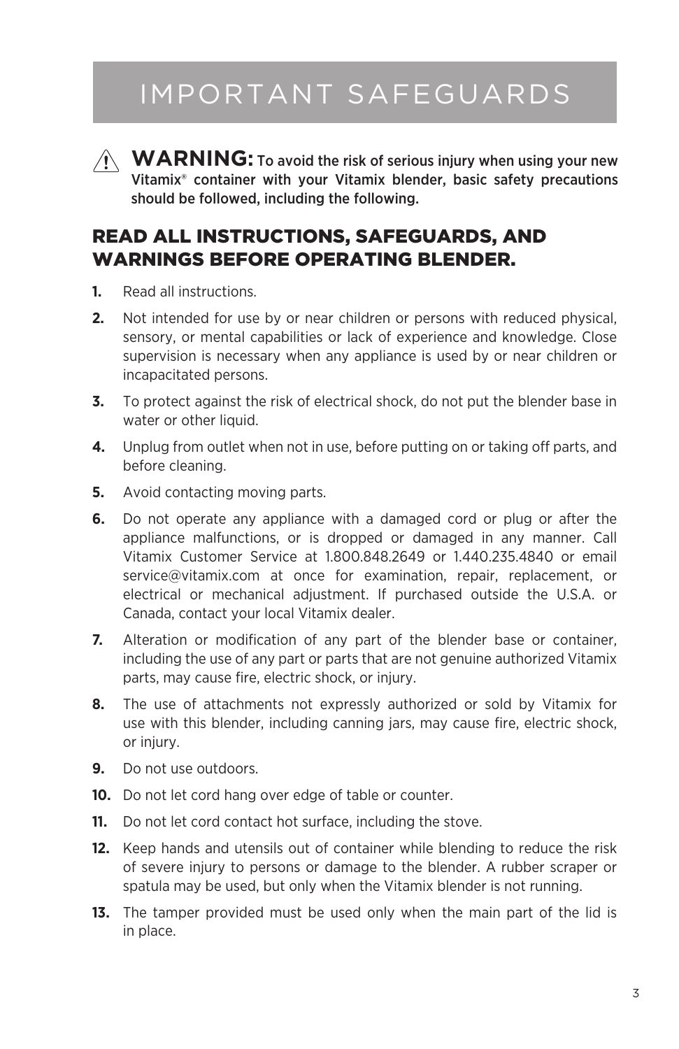# IMPORTANT SAFEGUARDS

⚠ **WARNING:** To avoid the risk of serious injury when using your new Vitamix® container with your Vitamix blender, basic safety precautions should be followed, including the following.

## READ ALL INSTRUCTIONS, SAFEGUARDS, AND WARNINGS BEFORE OPERATING BLENDER.

1. Read all instructions.
2. Not intended for use by or near children or persons with reduced physical, sensory, or mental capabilities or lack of experience and knowledge. Close supervision is necessary when any appliance is used by or near children or incapacitated persons.
3. To protect against the risk of electrical shock, do not put the blender base in water or other liquid.
4. Unplug from outlet when not in use, before putting on or taking off parts, and before cleaning.
5. Avoid contacting moving parts.
6. Do not operate any appliance with a damaged cord or plug or after the appliance malfunctions, or is dropped or damaged in any manner. Call Vitamix Customer Service at 1.800.848.2649 or 1.440.235.4840 or email service@vitamix.com at once for examination, repair, replacement, or electrical or mechanical adjustment. If purchased outside the U.S.A. or Canada, contact your local Vitamix dealer.
7. Alteration or modification of any part of the blender base or container, including the use of any part or parts that are not genuine authorized Vitamix parts, may cause fire, electric shock, or injury.
8. The use of attachments not expressly authorized or sold by Vitamix for use with this blender, including canning jars, may cause fire, electric shock, or injury.
9. Do not use outdoors.
10. Do not let cord hang over edge of table or counter.
11. Do not let cord contact hot surface, including the stove.
12. Keep hands and utensils out of container while blending to reduce the risk of severe injury to persons or damage to the blender. A rubber scraper or spatula may be used, but only when the Vitamix blender is not running.
13. The tamper provided must be used only when the main part of the lid is in place.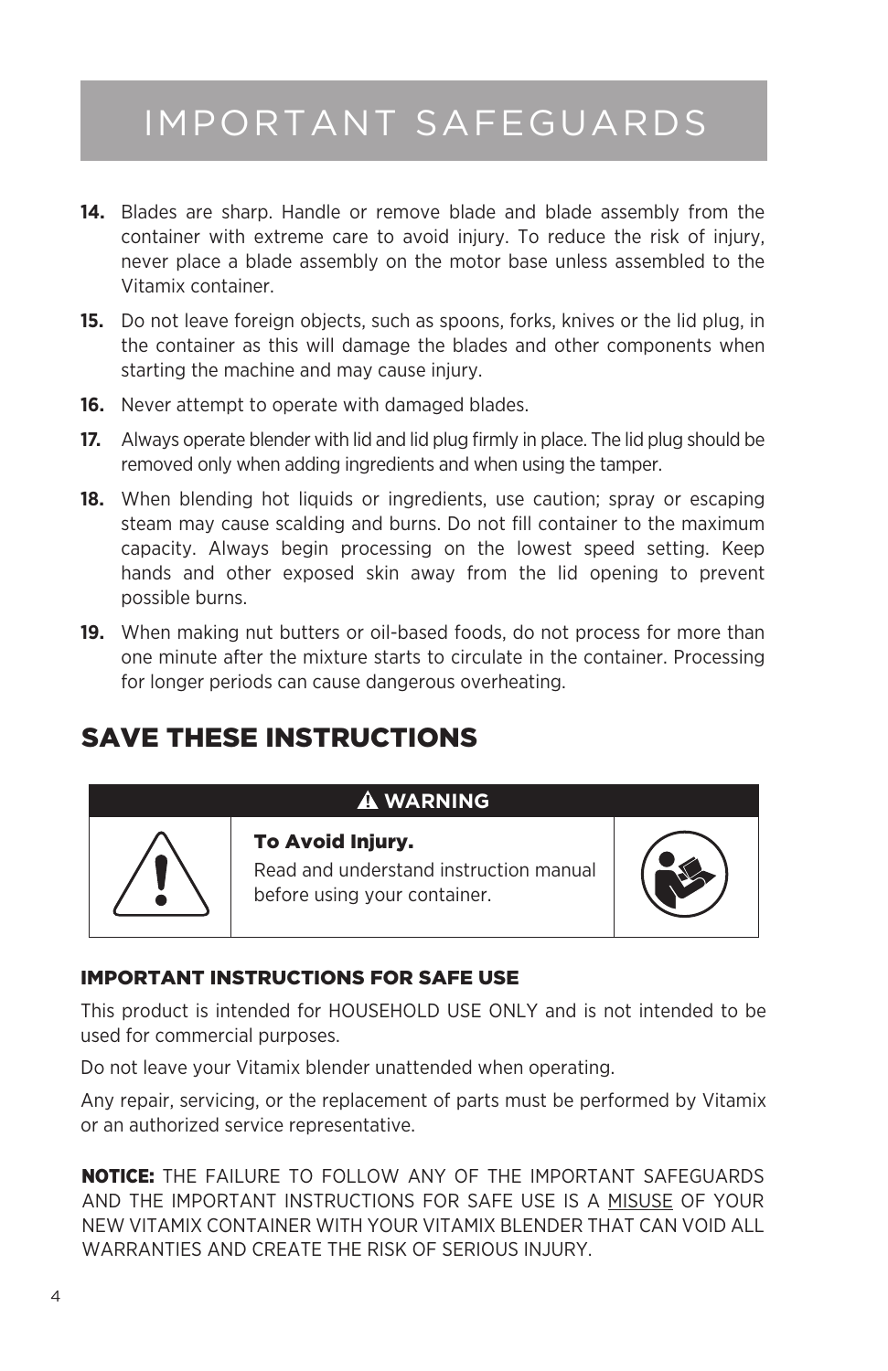# IMPORTANT SAFEGUARDS

14. Blades are sharp. Handle or remove blade and blade assembly from the container with extreme care to avoid injury. To reduce the risk of injury, never place a blade assembly on the motor base unless assembled to the Vitamix container.
15. Do not leave foreign objects, such as spoons, forks, knives or the lid plug, in the container as this will damage the blades and other components when starting the machine and may cause injury.
16. Never attempt to operate with damaged blades.
17. Always operate blender with lid and lid plug firmly in place. The lid plug should be removed only when adding ingredients and when using the tamper.
18. When blending hot liquids or ingredients, use caution; spray or escaping steam may cause scalding and burns. Do not fill container to the maximum capacity. Always begin processing on the lowest speed setting. Keep hands and other exposed skin away from the lid opening to prevent possible burns.
19. When making nut butters or oil-based foods, do not process for more than one minute after the mixture starts to circulate in the container. Processing for longer periods can cause dangerous overheating.

## SAVE THESE INSTRUCTIONS

| ⚠ WARNING |
| --- |
| **To Avoid Injury.** Read and understand instruction manual before using your container. |

### IMPORTANT INSTRUCTIONS FOR SAFE USE

This product is intended for HOUSEHOLD USE ONLY and is not intended to be used for commercial purposes.

Do not leave your Vitamix blender unattended when operating.

Any repair, servicing, or the replacement of parts must be performed by Vitamix or an authorized service representative.

**NOTICE:** THE FAILURE TO FOLLOW ANY OF THE IMPORTANT SAFEGUARDS AND THE IMPORTANT INSTRUCTIONS FOR SAFE USE IS A MISUSE OF YOUR NEW VITAMIX CONTAINER WITH YOUR VITAMIX BLENDER THAT CAN VOID ALL WARRANTIES AND CREATE THE RISK OF SERIOUS INJURY.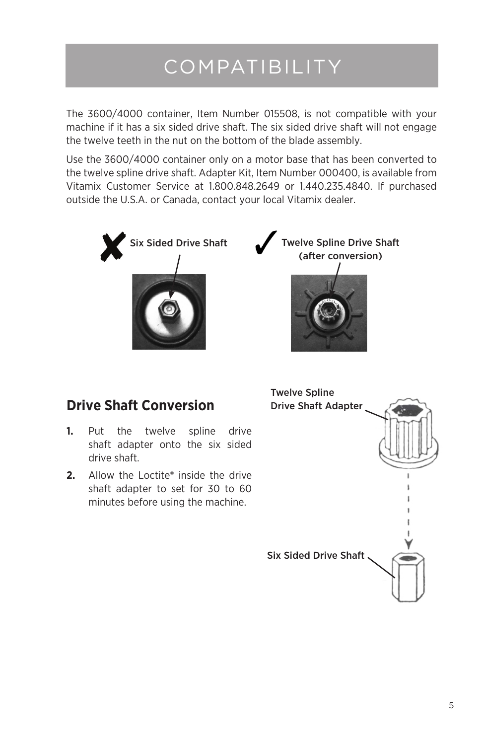# COMPATIBILITY

The 3600/4000 container, Item Number 015508, is not compatible with your machine if it has a six sided drive shaft. The six sided drive shaft will not engage the twelve teeth in the nut on the bottom of the blade assembly.

Use the 3600/4000 container only on a motor base that has been converted to the twelve spline drive shaft. Adapter Kit, Item Number 000400, is available from Vitamix Customer Service at 1.800.848.2649 or 1.440.235.4840. If purchased outside the U.S.A. or Canada, contact your local Vitamix dealer.

✗ Six Sided Drive Shaft

✓ Twelve Spline Drive Shaft (after conversion)

## Drive Shaft Conversion

1. Put the twelve spline drive shaft adapter onto the six sided drive shaft.
2. Allow the Loctite® inside the drive shaft adapter to set for 30 to 60 minutes before using the machine.

Twelve Spline Drive Shaft Adapter

Six Sided Drive Shaft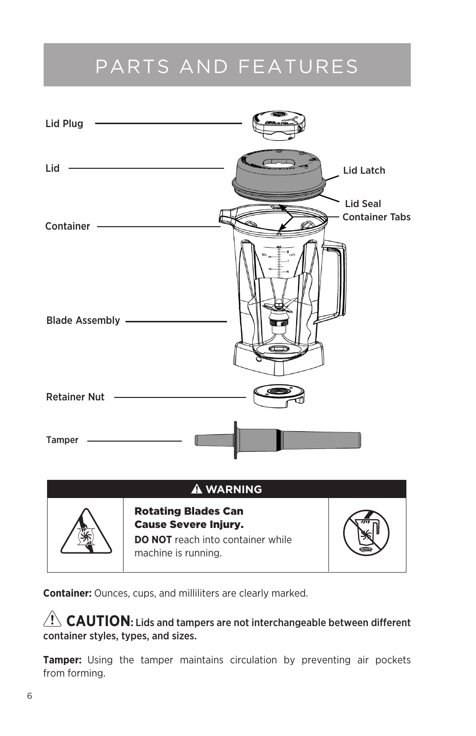# PARTS AND FEATURES

Lid Plug

Lid

Lid Latch

Lid Seal

Container Tabs

Container

Blade Assembly

Retainer Nut

Tamper

| ⚠ WARNING | | |
|---|---|---|
| | **Rotating Blades Can Cause Severe Injury.** **DO NOT** reach into container while machine is running. | |

**Container:** Ounces, cups, and milliliters are clearly marked.

⚠ **CAUTION: Lids and tampers are not interchangeable between different container styles, types, and sizes.**

**Tamper:** Using the tamper maintains circulation by preventing air pockets from forming.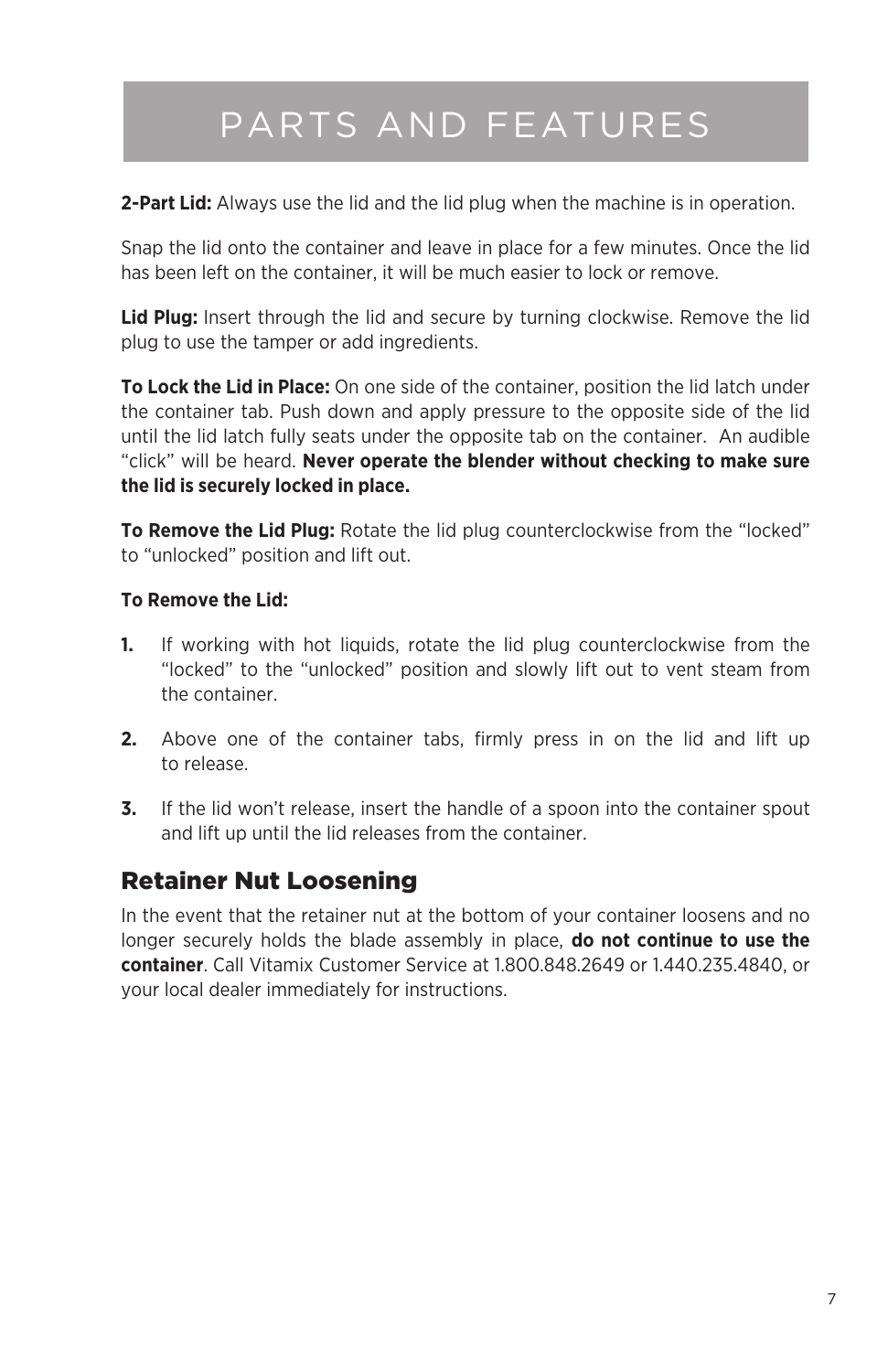# PARTS AND FEATURES

**2-Part Lid:** Always use the lid and the lid plug when the machine is in operation.

Snap the lid onto the container and leave in place for a few minutes. Once the lid has been left on the container, it will be much easier to lock or remove.

**Lid Plug:** Insert through the lid and secure by turning clockwise. Remove the lid plug to use the tamper or add ingredients.

**To Lock the Lid in Place:** On one side of the container, position the lid latch under the container tab. Push down and apply pressure to the opposite side of the lid until the lid latch fully seats under the opposite tab on the container. An audible "click" will be heard. **Never operate the blender without checking to make sure the lid is securely locked in place.**

**To Remove the Lid Plug:** Rotate the lid plug counterclockwise from the "locked" to "unlocked" position and lift out.

**To Remove the Lid:**

1. If working with hot liquids, rotate the lid plug counterclockwise from the "locked" to the "unlocked" position and slowly lift out to vent steam from the container.
2. Above one of the container tabs, firmly press in on the lid and lift up to release.
3. If the lid won't release, insert the handle of a spoon into the container spout and lift up until the lid releases from the container.

## Retainer Nut Loosening

In the event that the retainer nut at the bottom of your container loosens and no longer securely holds the blade assembly in place, **do not continue to use the container**. Call Vitamix Customer Service at 1.800.848.2649 or 1.440.235.4840, or your local dealer immediately for instructions.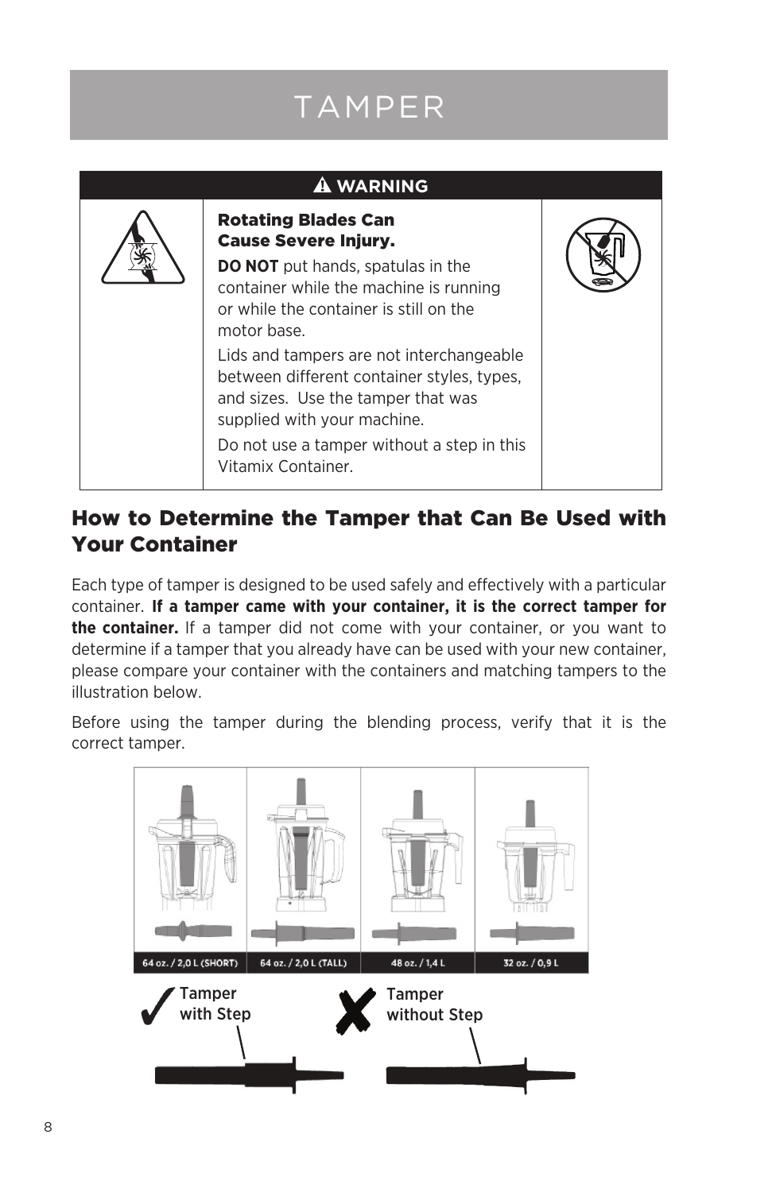# TAMPER

**⚠ WARNING**

**Rotating Blades Can Cause Severe Injury.**

**DO NOT** put hands, spatulas in the container while the machine is running or while the container is still on the motor base.

Lids and tampers are not interchangeable between different container styles, types, and sizes. Use the tamper that was supplied with your machine.

Do not use a tamper without a step in this Vitamix Container.

## How to Determine the Tamper that Can Be Used with Your Container

Each type of tamper is designed to be used safely and effectively with a particular container. **If a tamper came with your container, it is the correct tamper for the container.** If a tamper did not come with your container, or you want to determine if a tamper that you already have can be used with your new container, please compare your container with the containers and matching tampers to the illustration below.

Before using the tamper during the blending process, verify that it is the correct tamper.

64 oz. / 2,0 L (SHORT) | 64 oz. / 2,0 L (TALL) | 48 oz. / 1,4 L | 32 oz. / 0,9 L

✔ Tamper with Step

✘ Tamper without Step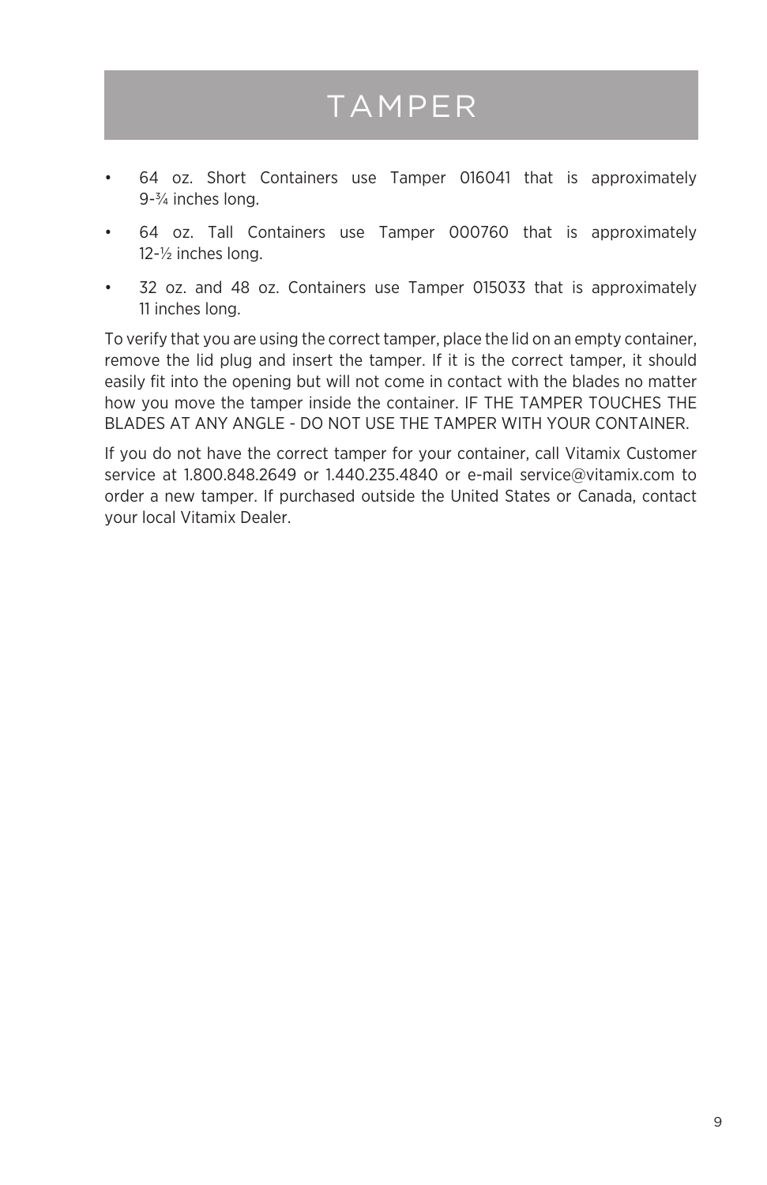# TAMPER

- 64 oz. Short Containers use Tamper 016041 that is approximately 9-¾ inches long.
- 64 oz. Tall Containers use Tamper 000760 that is approximately 12-½ inches long.
- 32 oz. and 48 oz. Containers use Tamper 015033 that is approximately 11 inches long.

To verify that you are using the correct tamper, place the lid on an empty container, remove the lid plug and insert the tamper. If it is the correct tamper, it should easily fit into the opening but will not come in contact with the blades no matter how you move the tamper inside the container. IF THE TAMPER TOUCHES THE BLADES AT ANY ANGLE - DO NOT USE THE TAMPER WITH YOUR CONTAINER.

If you do not have the correct tamper for your container, call Vitamix Customer service at 1.800.848.2649 or 1.440.235.4840 or e-mail service@vitamix.com to order a new tamper. If purchased outside the United States or Canada, contact your local Vitamix Dealer.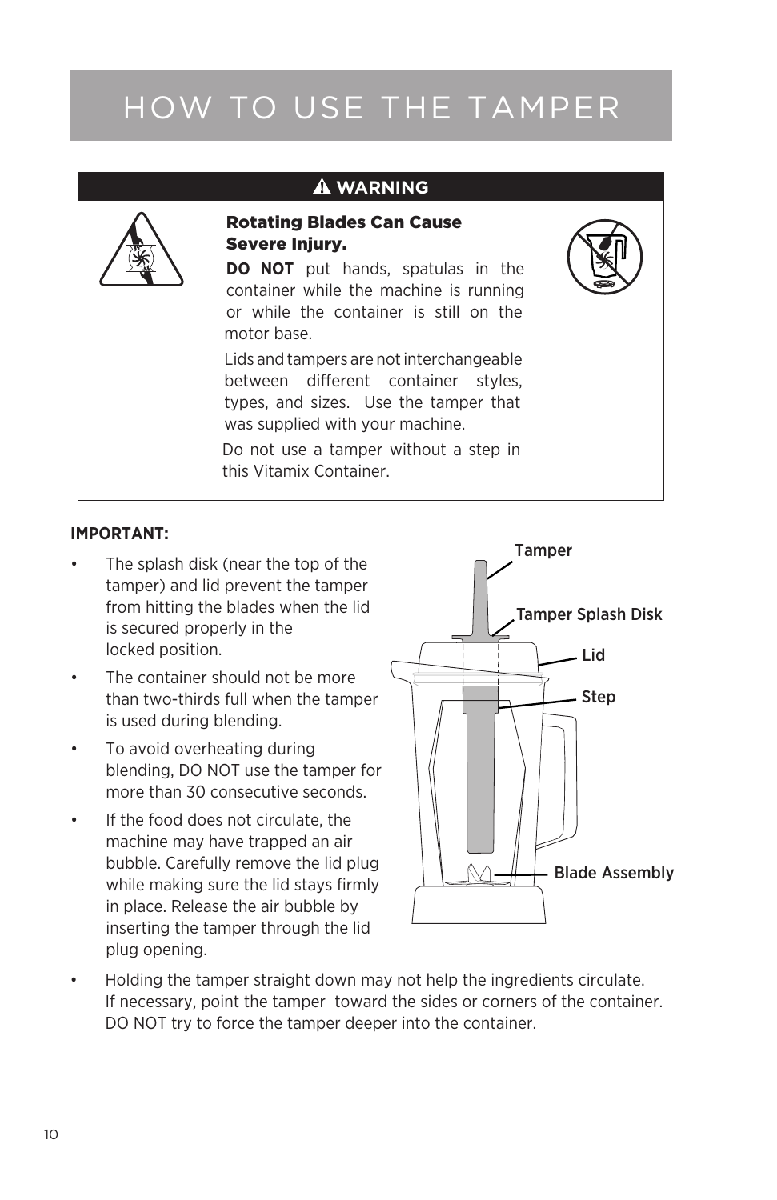# HOW TO USE THE TAMPER

## ⚠ WARNING

**Rotating Blades Can Cause Severe Injury.**

**DO NOT** put hands, spatulas in the container while the machine is running or while the container is still on the motor base.

Lids and tampers are not interchangeable between different container styles, types, and sizes. Use the tamper that was supplied with your machine.

Do not use a tamper without a step in this Vitamix Container.

**IMPORTANT:**

- The splash disk (near the top of the tamper) and lid prevent the tamper from hitting the blades when the lid is secured properly in the locked position.
- The container should not be more than two-thirds full when the tamper is used during blending.
- To avoid overheating during blending, DO NOT use the tamper for more than 30 consecutive seconds.
- If the food does not circulate, the machine may have trapped an air bubble. Carefully remove the lid plug while making sure the lid stays firmly in place. Release the air bubble by inserting the tamper through the lid plug opening.
- Holding the tamper straight down may not help the ingredients circulate. If necessary, point the tamper toward the sides or corners of the container. DO NOT try to force the tamper deeper into the container.

Tamper

Tamper Splash Disk

Lid

Step

Blade Assembly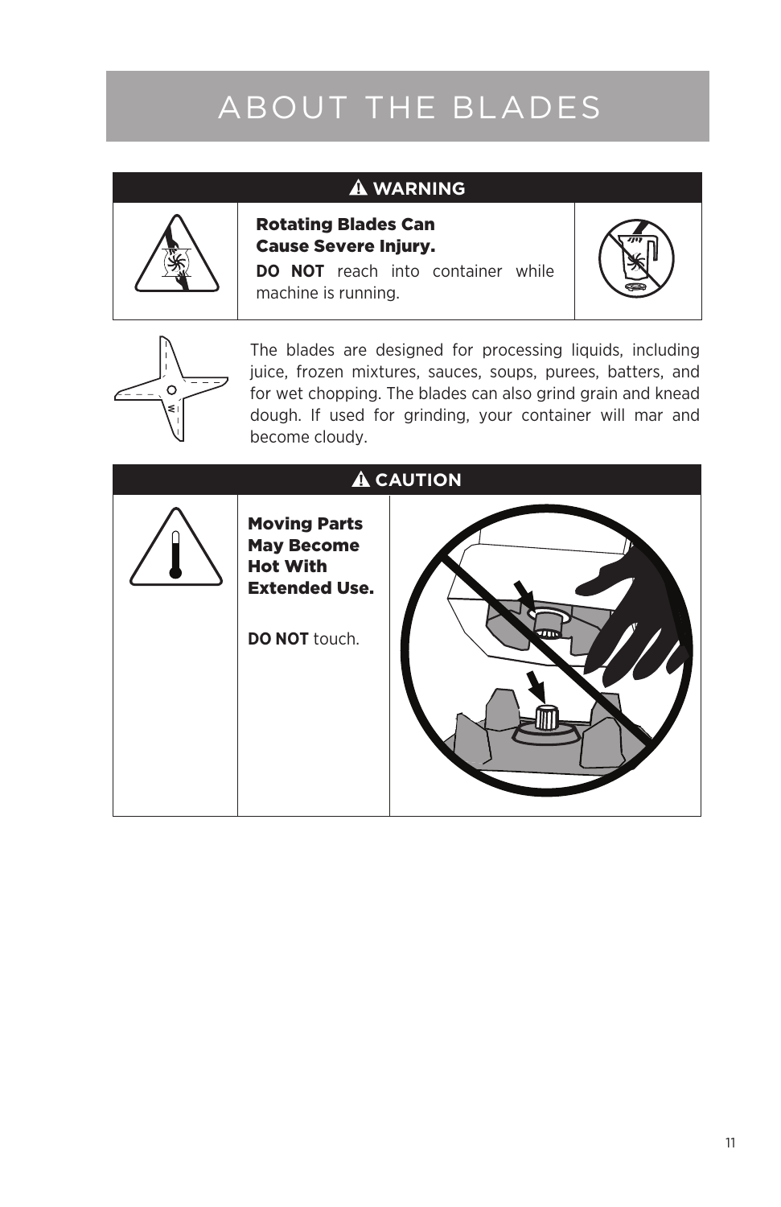# ABOUT THE BLADES

**⚠ WARNING**

**Rotating Blades Can Cause Severe Injury.**

**DO NOT** reach into container while machine is running.

The blades are designed for processing liquids, including juice, frozen mixtures, sauces, soups, purees, batters, and for wet chopping. The blades can also grind grain and knead dough. If used for grinding, your container will mar and become cloudy.

**⚠ CAUTION**

**Moving Parts May Become Hot With Extended Use.**

**DO NOT** touch.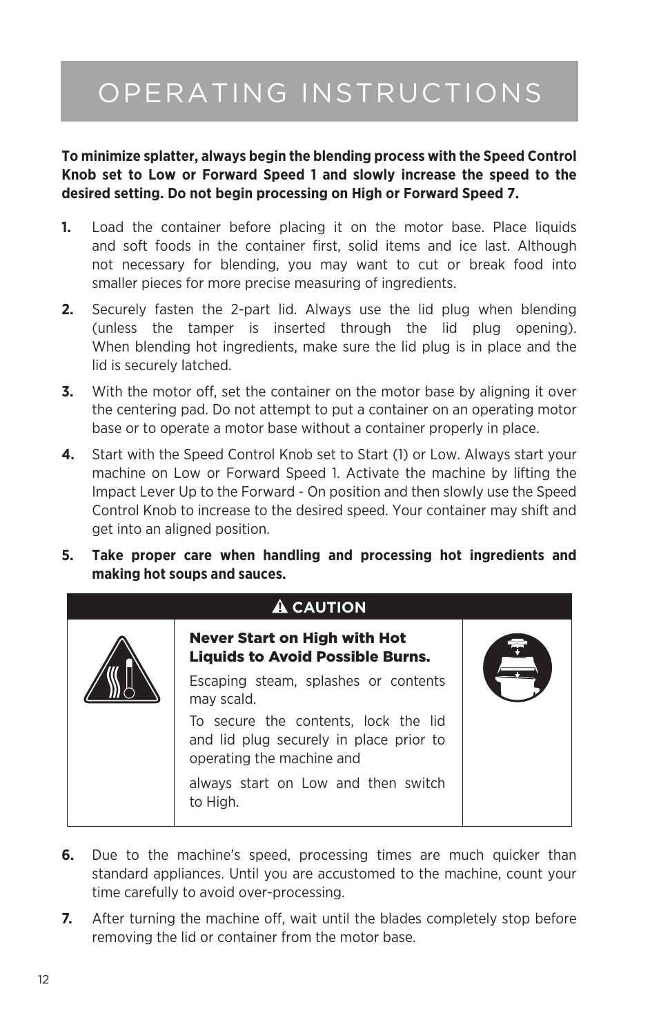# OPERATING INSTRUCTIONS

**To minimize splatter, always begin the blending process with the Speed Control Knob set to Low or Forward Speed 1 and slowly increase the speed to the desired setting. Do not begin processing on High or Forward Speed 7.**

1. Load the container before placing it on the motor base. Place liquids and soft foods in the container first, solid items and ice last. Although not necessary for blending, you may want to cut or break food into smaller pieces for more precise measuring of ingredients.
2. Securely fasten the 2-part lid. Always use the lid plug when blending (unless the tamper is inserted through the lid plug opening). When blending hot ingredients, make sure the lid plug is in place and the lid is securely latched.
3. With the motor off, set the container on the motor base by aligning it over the centering pad. Do not attempt to put a container on an operating motor base or to operate a motor base without a container properly in place.
4. Start with the Speed Control Knob set to Start (1) or Low. Always start your machine on Low or Forward Speed 1. Activate the machine by lifting the Impact Lever Up to the Forward - On position and then slowly use the Speed Control Knob to increase to the desired speed. Your container may shift and get into an aligned position.
5. **Take proper care when handling and processing hot ingredients and making hot soups and sauces.**

**⚠ CAUTION**

**Never Start on High with Hot Liquids to Avoid Possible Burns.**

Escaping steam, splashes or contents may scald.

To secure the contents, lock the lid and lid plug securely in place prior to operating the machine and

always start on Low and then switch to High.

6. Due to the machine's speed, processing times are much quicker than standard appliances. Until you are accustomed to the machine, count your time carefully to avoid over-processing.
7. After turning the machine off, wait until the blades completely stop before removing the lid or container from the motor base.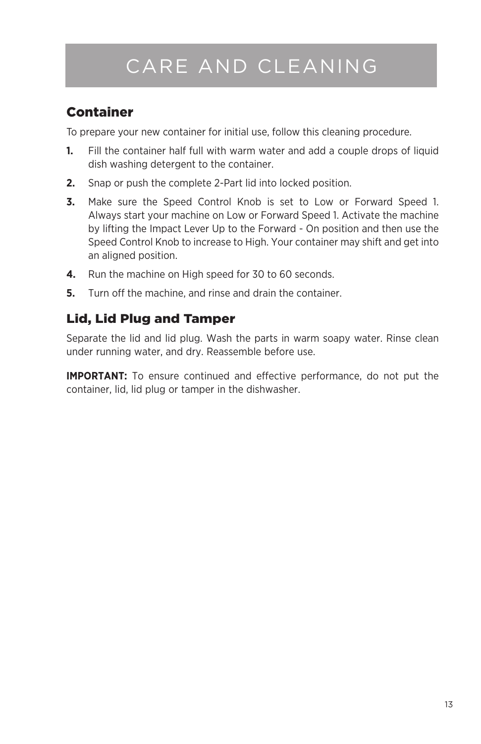# CARE AND CLEANING

## Container

To prepare your new container for initial use, follow this cleaning procedure.

1. Fill the container half full with warm water and add a couple drops of liquid dish washing detergent to the container.
2. Snap or push the complete 2-Part lid into locked position.
3. Make sure the Speed Control Knob is set to Low or Forward Speed 1. Always start your machine on Low or Forward Speed 1. Activate the machine by lifting the Impact Lever Up to the Forward - On position and then use the Speed Control Knob to increase to High. Your container may shift and get into an aligned position.
4. Run the machine on High speed for 30 to 60 seconds.
5. Turn off the machine, and rinse and drain the container.

## Lid, Lid Plug and Tamper

Separate the lid and lid plug. Wash the parts in warm soapy water. Rinse clean under running water, and dry. Reassemble before use.

**IMPORTANT:** To ensure continued and effective performance, do not put the container, lid, lid plug or tamper in the dishwasher.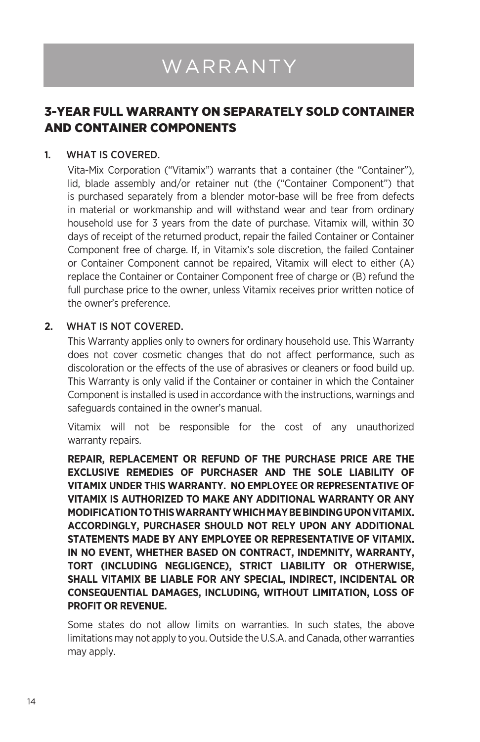# WARRANTY

## 3-YEAR FULL WARRANTY ON SEPARATELY SOLD CONTAINER AND CONTAINER COMPONENTS

**1.** WHAT IS COVERED.

Vita-Mix Corporation ("Vitamix") warrants that a container (the "Container"), lid, blade assembly and/or retainer nut (the ("Container Component") that is purchased separately from a blender motor-base will be free from defects in material or workmanship and will withstand wear and tear from ordinary household use for 3 years from the date of purchase. Vitamix will, within 30 days of receipt of the returned product, repair the failed Container or Container Component free of charge. If, in Vitamix's sole discretion, the failed Container or Container Component cannot be repaired, Vitamix will elect to either (A) replace the Container or Container Component free of charge or (B) refund the full purchase price to the owner, unless Vitamix receives prior written notice of the owner's preference.

**2.** WHAT IS NOT COVERED.

This Warranty applies only to owners for ordinary household use. This Warranty does not cover cosmetic changes that do not affect performance, such as discoloration or the effects of the use of abrasives or cleaners or food build up. This Warranty is only valid if the Container or container in which the Container Component is installed is used in accordance with the instructions, warnings and safeguards contained in the owner's manual.

Vitamix will not be responsible for the cost of any unauthorized warranty repairs.

**REPAIR, REPLACEMENT OR REFUND OF THE PURCHASE PRICE ARE THE EXCLUSIVE REMEDIES OF PURCHASER AND THE SOLE LIABILITY OF VITAMIX UNDER THIS WARRANTY. NO EMPLOYEE OR REPRESENTATIVE OF VITAMIX IS AUTHORIZED TO MAKE ANY ADDITIONAL WARRANTY OR ANY MODIFICATION TO THIS WARRANTY WHICH MAY BE BINDING UPON VITAMIX. ACCORDINGLY, PURCHASER SHOULD NOT RELY UPON ANY ADDITIONAL STATEMENTS MADE BY ANY EMPLOYEE OR REPRESENTATIVE OF VITAMIX. IN NO EVENT, WHETHER BASED ON CONTRACT, INDEMNITY, WARRANTY, TORT (INCLUDING NEGLIGENCE), STRICT LIABILITY OR OTHERWISE, SHALL VITAMIX BE LIABLE FOR ANY SPECIAL, INDIRECT, INCIDENTAL OR CONSEQUENTIAL DAMAGES, INCLUDING, WITHOUT LIMITATION, LOSS OF PROFIT OR REVENUE.**

Some states do not allow limits on warranties. In such states, the above limitations may not apply to you. Outside the U.S.A. and Canada, other warranties may apply.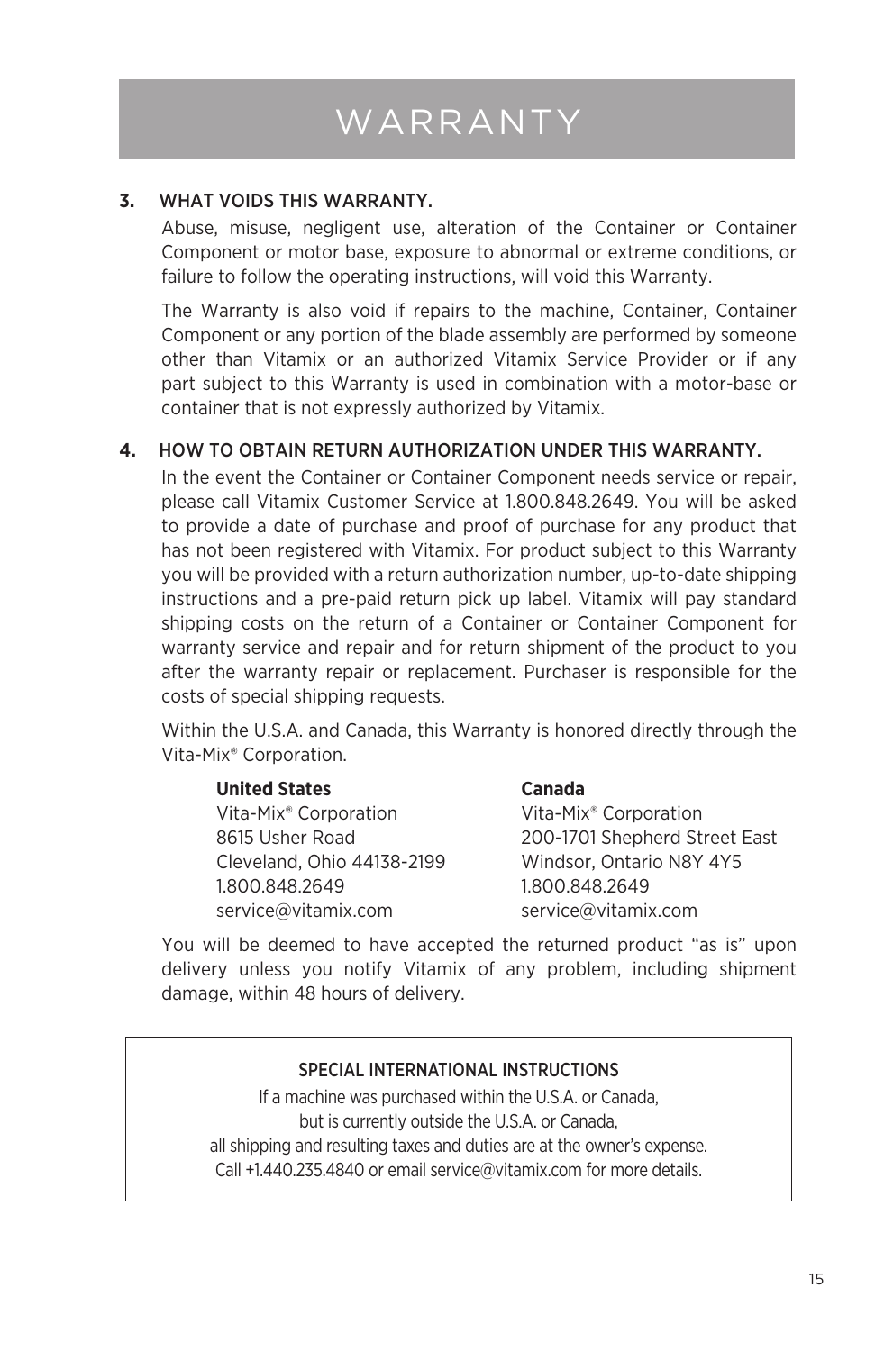# WARRANTY

**3.** WHAT VOIDS THIS WARRANTY.

Abuse, misuse, negligent use, alteration of the Container or Container Component or motor base, exposure to abnormal or extreme conditions, or failure to follow the operating instructions, will void this Warranty.

The Warranty is also void if repairs to the machine, Container, Container Component or any portion of the blade assembly are performed by someone other than Vitamix or an authorized Vitamix Service Provider or if any part subject to this Warranty is used in combination with a motor-base or container that is not expressly authorized by Vitamix.

**4.** HOW TO OBTAIN RETURN AUTHORIZATION UNDER THIS WARRANTY.

In the event the Container or Container Component needs service or repair, please call Vitamix Customer Service at 1.800.848.2649. You will be asked to provide a date of purchase and proof of purchase for any product that has not been registered with Vitamix. For product subject to this Warranty you will be provided with a return authorization number, up-to-date shipping instructions and a pre-paid return pick up label. Vitamix will pay standard shipping costs on the return of a Container or Container Component for warranty service and repair and for return shipment of the product to you after the warranty repair or replacement. Purchaser is responsible for the costs of special shipping requests.

Within the U.S.A. and Canada, this Warranty is honored directly through the Vita-Mix® Corporation.

**United States**
Vita-Mix® Corporation
8615 Usher Road
Cleveland, Ohio 44138-2199
1.800.848.2649
service@vitamix.com

**Canada**
Vita-Mix® Corporation
200-1701 Shepherd Street East
Windsor, Ontario N8Y 4Y5
1.800.848.2649
service@vitamix.com

You will be deemed to have accepted the returned product "as is" upon delivery unless you notify Vitamix of any problem, including shipment damage, within 48 hours of delivery.

SPECIAL INTERNATIONAL INSTRUCTIONS

If a machine was purchased within the U.S.A. or Canada, but is currently outside the U.S.A. or Canada, all shipping and resulting taxes and duties are at the owner's expense. Call +1.440.235.4840 or email service@vitamix.com for more details.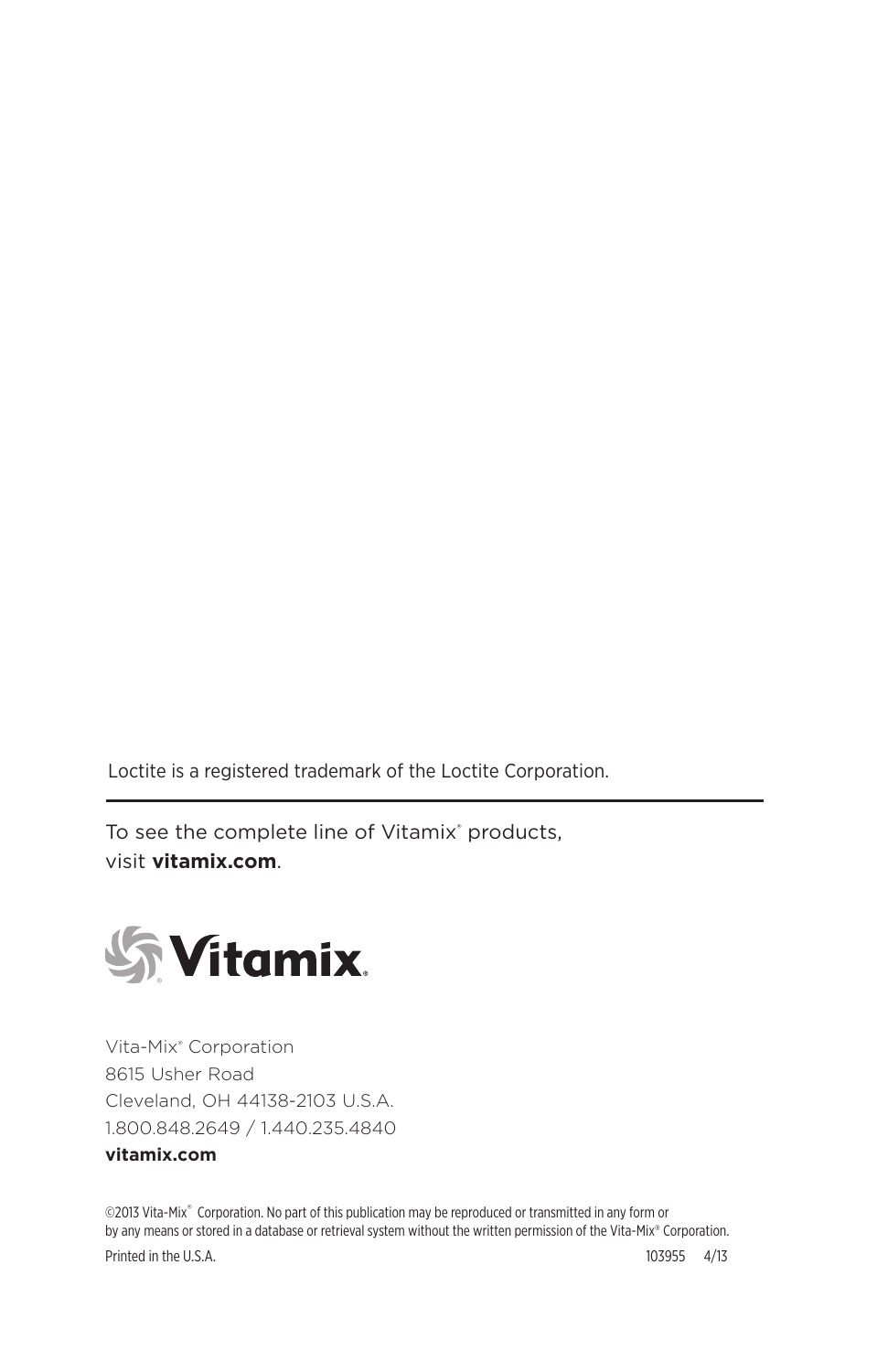Loctite is a registered trademark of the Loctite Corporation.

---

To see the complete line of Vitamix® products, visit **vitamix.com**.

Vitamix®

Vita-Mix® Corporation
8615 Usher Road
Cleveland, OH 44138-2103 U.S.A.
1.800.848.2649 / 1.440.235.4840
**vitamix.com**

©2013 Vita-Mix® Corporation. No part of this publication may be reproduced or transmitted in any form or by any means or stored in a database or retrieval system without the written permission of the Vita-Mix® Corporation.

Printed in the U.S.A. 103955 4/13